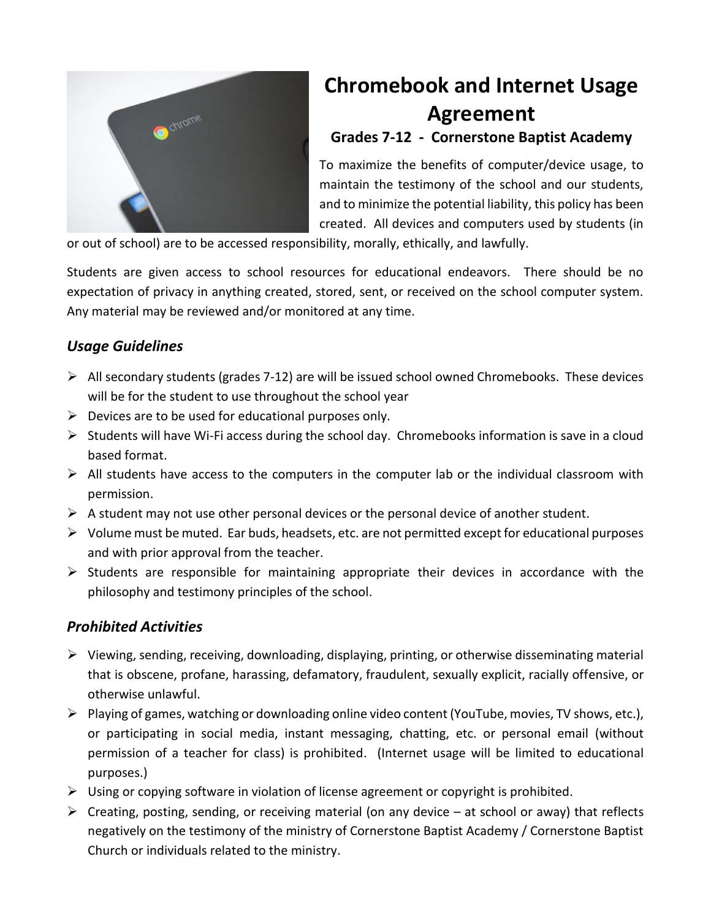# Chromebook and Internet Usage Agreement

### Grades 7-12 - Cornerstone Baptist Academy

To maximize the benefits of computer/device usage, to maintain the testimony of the school and our students, and to minimize the potential liability, this policy has been created. All devices and computers used by students (in or out of school) are to be accessed responsibility, morally, ethically, and lawfully.

Students are given access to school resources for educational endeavors. There should be no expectation of privacy in anything created, stored, sent, or received on the school computer system. Any material may be reviewed and/or monitored at any time.

## *Usage Guidelines*

- All secondary students (grades 7-12) are will be issued school owned Chromebooks. These devices will be for the student to use throughout the school year
- Devices are to be used for educational purposes only.
- Students will have Wi-Fi access during the school day. Chromebooks information is save in a cloud based format.
- All students have access to the computers in the computer lab or the individual classroom with permission.
- A student may not use other personal devices or the personal device of another student.
- Volume must be muted. Ear buds, headsets, etc. are not permitted except for educational purposes and with prior approval from the teacher.
- Students are responsible for maintaining appropriate their devices in accordance with the philosophy and testimony principles of the school.

## *Prohibited Activities*

- Viewing, sending, receiving, downloading, displaying, printing, or otherwise disseminating material that is obscene, profane, harassing, defamatory, fraudulent, sexually explicit, racially offensive, or otherwise unlawful.
- Playing of games, watching or downloading online video content (YouTube, movies, TV shows, etc.), or participating in social media, instant messaging, chatting, etc. or personal email (without permission of a teacher for class) is prohibited. (Internet usage will be limited to educational purposes.)
- Using or copying software in violation of license agreement or copyright is prohibited.
- Creating, posting, sending, or receiving material (on any device – at school or away) that reflects negatively on the testimony of the ministry of Cornerstone Baptist Academy / Cornerstone Baptist Church or individuals related to the ministry.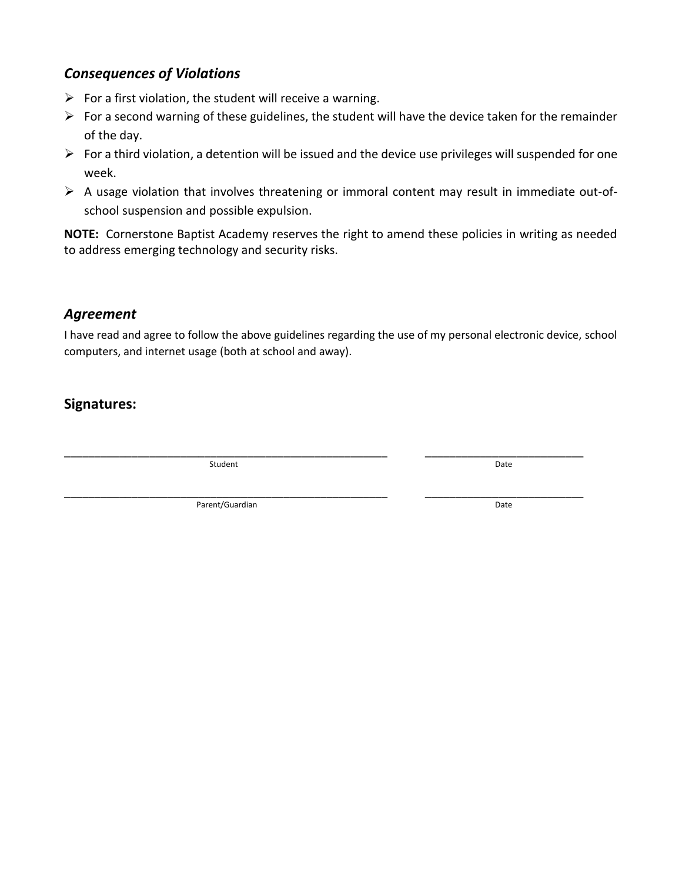## *Consequences of Violations*

- For a first violation, the student will receive a warning.
- For a second warning of these guidelines, the student will have the device taken for the remainder of the day.
- For a third violation, a detention will be issued and the device use privileges will suspended for one week.
- A usage violation that involves threatening or immoral content may result in immediate out-of-school suspension and possible expulsion.

**NOTE:** Cornerstone Baptist Academy reserves the right to amend these policies in writing as needed to address emerging technology and security risks.

## *Agreement*

I have read and agree to follow the above guidelines regarding the use of my personal electronic device, school computers, and internet usage (both at school and away).

## Signatures:

| | |
|---|---|
| _______________________________________________ | _______________________ |
| Student | Date |
| _______________________________________________ | _______________________ |
| Parent/Guardian | Date |